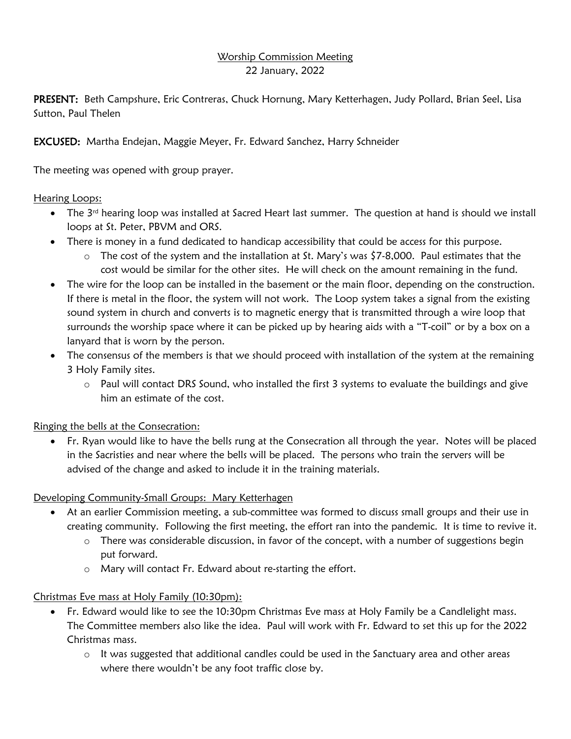# Worship Commission Meeting

22 January, 2022

**PRESENT:** Beth Campshure, Eric Contreras, Chuck Hornung, Mary Ketterhagen, Judy Pollard, Brian Seel, Lisa Sutton, Paul Thelen

**EXCUSED:** Martha Endejan, Maggie Meyer, Fr. Edward Sanchez, Harry Schneider

The meeting was opened with group prayer.

## Hearing Loops:

- The 3rd hearing loop was installed at Sacred Heart last summer. The question at hand is should we install loops at St. Peter, PBVM and ORS.
- There is money in a fund dedicated to handicap accessibility that could be access for this purpose.
  - The cost of the system and the installation at St. Mary's was $7-8,000. Paul estimates that the cost would be similar for the other sites. He will check on the amount remaining in the fund.
- The wire for the loop can be installed in the basement or the main floor, depending on the construction. If there is metal in the floor, the system will not work. The Loop system takes a signal from the existing sound system in church and converts is to magnetic energy that is transmitted through a wire loop that surrounds the worship space where it can be picked up by hearing aids with a "T-coil" or by a box on a lanyard that is worn by the person.
- The consensus of the members is that we should proceed with installation of the system at the remaining 3 Holy Family sites.
  - Paul will contact DRS Sound, who installed the first 3 systems to evaluate the buildings and give him an estimate of the cost.

## Ringing the bells at the Consecration:

- Fr. Ryan would like to have the bells rung at the Consecration all through the year. Notes will be placed in the Sacristies and near where the bells will be placed. The persons who train the servers will be advised of the change and asked to include it in the training materials.

## Developing Community-Small Groups: Mary Ketterhagen

- At an earlier Commission meeting, a sub-committee was formed to discuss small groups and their use in creating community. Following the first meeting, the effort ran into the pandemic. It is time to revive it.
  - There was considerable discussion, in favor of the concept, with a number of suggestions begin put forward.
  - Mary will contact Fr. Edward about re-starting the effort.

## Christmas Eve mass at Holy Family (10:30pm):

- Fr. Edward would like to see the 10:30pm Christmas Eve mass at Holy Family be a Candlelight mass. The Committee members also like the idea. Paul will work with Fr. Edward to set this up for the 2022 Christmas mass.
  - It was suggested that additional candles could be used in the Sanctuary area and other areas where there wouldn't be any foot traffic close by.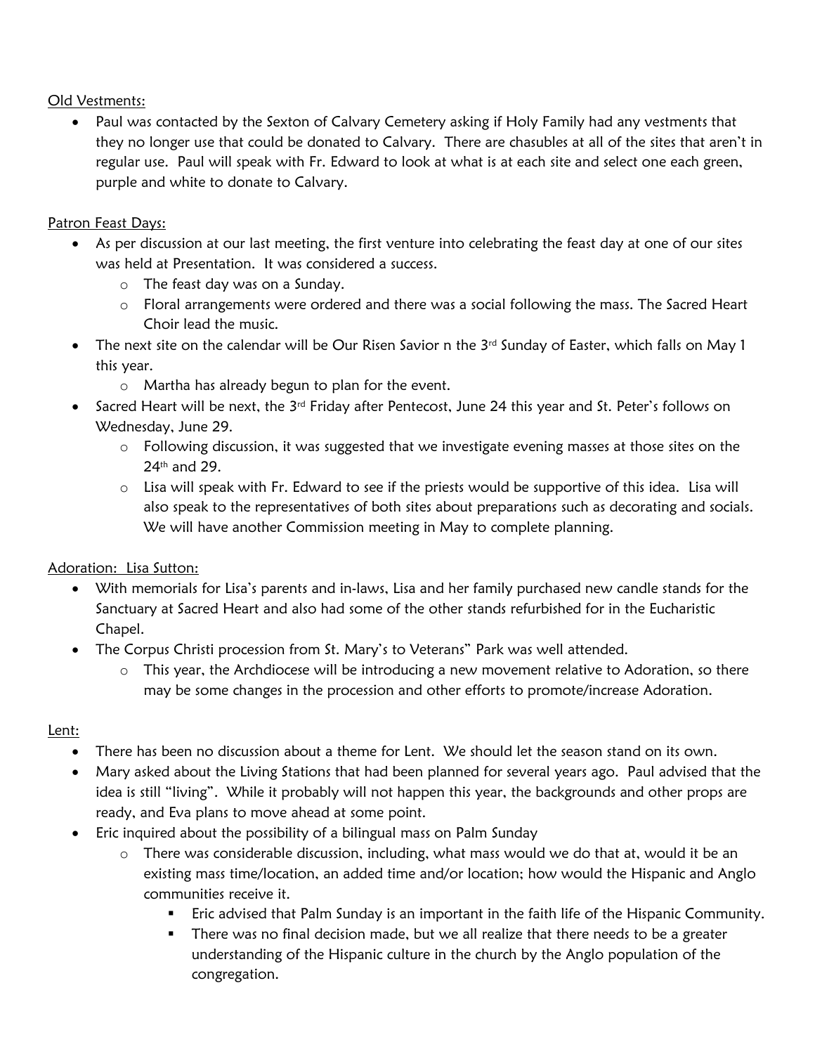Old Vestments:

- Paul was contacted by the Sexton of Calvary Cemetery asking if Holy Family had any vestments that they no longer use that could be donated to Calvary. There are chasubles at all of the sites that aren't in regular use. Paul will speak with Fr. Edward to look at what is at each site and select one each green, purple and white to donate to Calvary.

Patron Feast Days:

- As per discussion at our last meeting, the first venture into celebrating the feast day at one of our sites was held at Presentation. It was considered a success.
  - The feast day was on a Sunday.
  - Floral arrangements were ordered and there was a social following the mass. The Sacred Heart Choir lead the music.
- The next site on the calendar will be Our Risen Savior n the 3rd Sunday of Easter, which falls on May 1 this year.
  - Martha has already begun to plan for the event.
- Sacred Heart will be next, the 3rd Friday after Pentecost, June 24 this year and St. Peter's follows on Wednesday, June 29.
  - Following discussion, it was suggested that we investigate evening masses at those sites on the 24th and 29.
  - Lisa will speak with Fr. Edward to see if the priests would be supportive of this idea. Lisa will also speak to the representatives of both sites about preparations such as decorating and socials. We will have another Commission meeting in May to complete planning.

Adoration: Lisa Sutton:

- With memorials for Lisa's parents and in-laws, Lisa and her family purchased new candle stands for the Sanctuary at Sacred Heart and also had some of the other stands refurbished for in the Eucharistic Chapel.
- The Corpus Christi procession from St. Mary's to Veterans" Park was well attended.
  - This year, the Archdiocese will be introducing a new movement relative to Adoration, so there may be some changes in the procession and other efforts to promote/increase Adoration.

Lent:

- There has been no discussion about a theme for Lent. We should let the season stand on its own.
- Mary asked about the Living Stations that had been planned for several years ago. Paul advised that the idea is still "living". While it probably will not happen this year, the backgrounds and other props are ready, and Eva plans to move ahead at some point.
- Eric inquired about the possibility of a bilingual mass on Palm Sunday
  - There was considerable discussion, including, what mass would we do that at, would it be an existing mass time/location, an added time and/or location; how would the Hispanic and Anglo communities receive it.
    - Eric advised that Palm Sunday is an important in the faith life of the Hispanic Community.
    - There was no final decision made, but we all realize that there needs to be a greater understanding of the Hispanic culture in the church by the Anglo population of the congregation.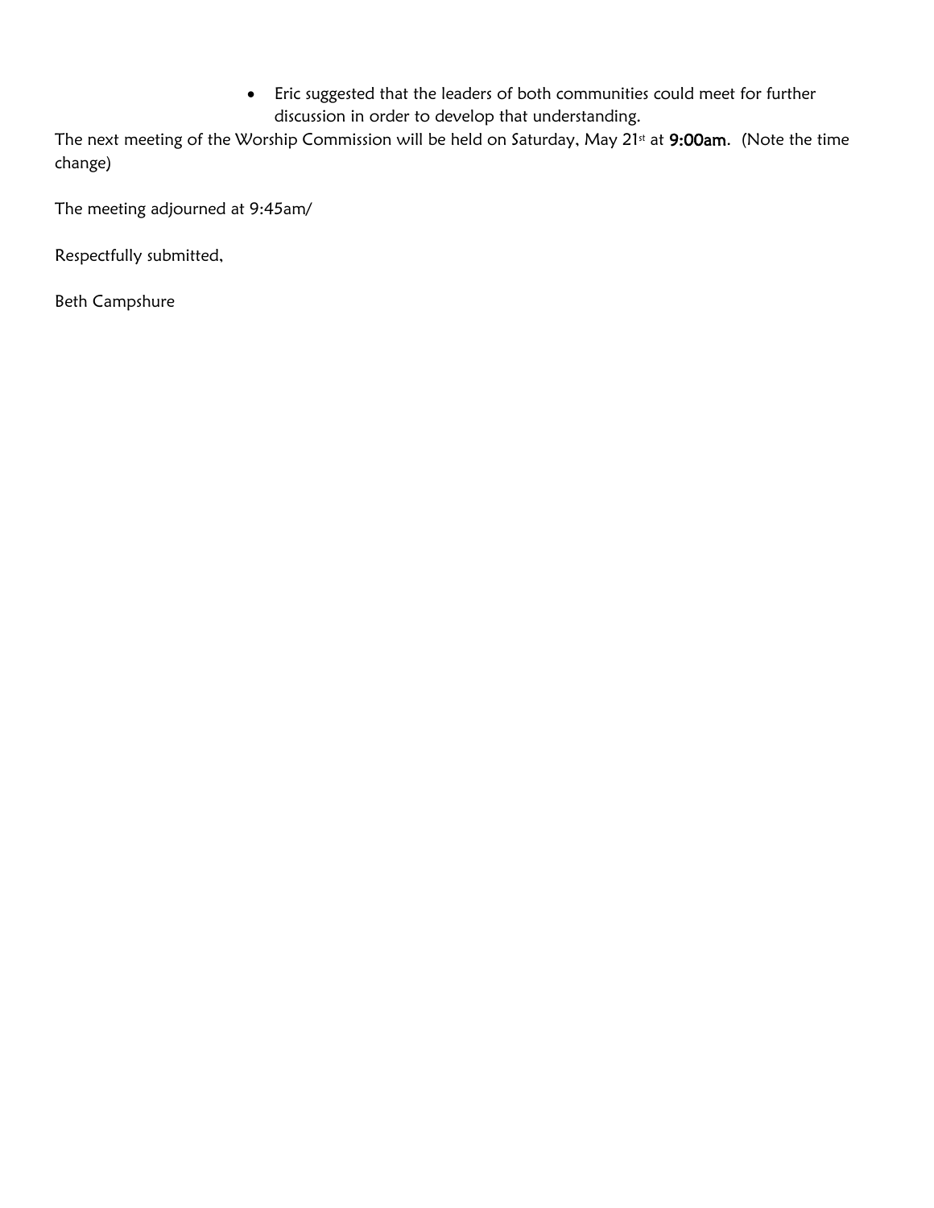- Eric suggested that the leaders of both communities could meet for further discussion in order to develop that understanding.

The next meeting of the Worship Commission will be held on Saturday, May 21st at **9:00am**. (Note the time change)

The meeting adjourned at 9:45am/

Respectfully submitted,

Beth Campshure